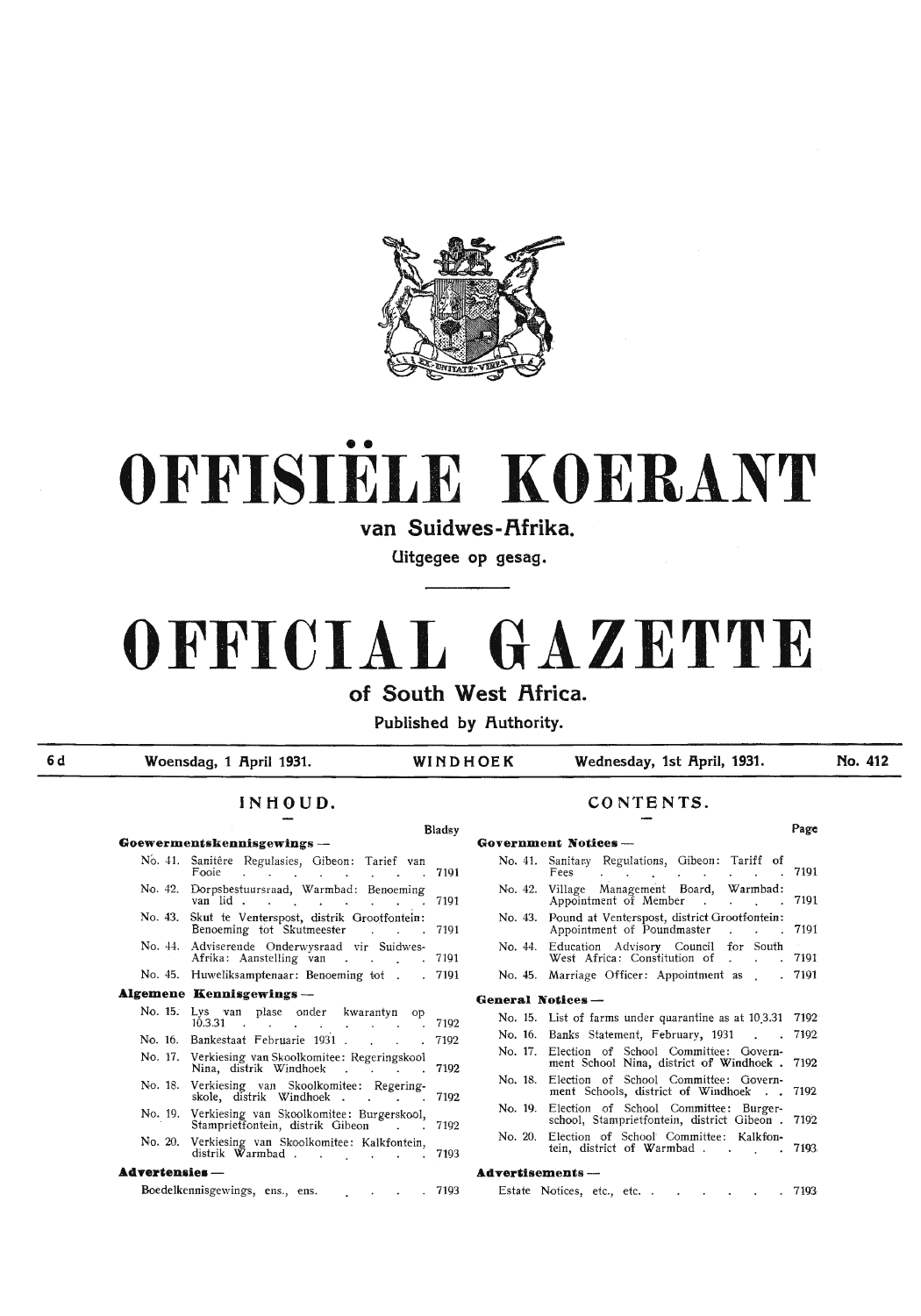# OFFISIËLE KOERANT

## van Suidwes-Afrika.

Uitgegee op gesag.

# OFFICIAL GAZETTE

## of South West Africa.

Published by Authority.

| 6 d | Woensdag, 1 April 1931. | WINDHOEK | Wednesday, 1st April, 1931. | No. 412 |
|---|---|---|---|---|

## INHOUD.

| | | Bladsy |
|---|---|---|
| **Goewermentskennisgewings —** | | |
| No. 41. | Sanitêre Regulasies, Gibeon: Tarief van Fooie | 7191 |
| No. 42. | Dorpsbestuursraad, Warmbad: Benoeming van lid | 7191 |
| No. 43. | Skut te Venterspost, distrik Grootfontein: Benoeming tot Skutmeester | 7191 |
| No. 44. | Adviserende Onderwysraad vir Suidwes-Afrika: Aanstelling van | 7191 |
| No. 45. | Huweliksamptenaar: Benoeming tot | 7191 |
| **Algemene Kennisgewings —** | | |
| No. 15. | Lys van plase onder kwarantyn op 10.3.31 | 7192 |
| No. 16. | Bankestaat Februarie 1931 | 7192 |
| No. 17. | Verkiesing van Skoolkomitee: Regeringskool Nina, distrik Windhoek | 7192 |
| No. 18. | Verkiesing van Skoolkomitee: Regeringskole, distrik Windhoek | 7192 |
| No. 19. | Verkiesing van Skoolkomitee: Burgerskool, Stampriet fontein, distrik Gibeon | 7192 |
| No. 20. | Verkiesing van Skoolkomitee: Kalkfontein, distrik Warmbad | 7193 |
| **Advertensies —** | | |
| | Boedelkennisgewings, ens., ens. | 7193 |

## CONTENTS.

| | | Page |
|---|---|---|
| **Government Notices —** | | |
| No. 41. | Sanitary Regulations, Gibeon: Tariff of Fees | 7191 |
| No. 42. | Village Management Board, Warmbad: Appointment of Member | 7191 |
| No. 43. | Pound at Venterspost, district Grootfontein: Appointment of Poundmaster | 7191 |
| No. 44. | Education Advisory Council for South West Africa: Constitution of | 7191 |
| No. 45. | Marriage Officer: Appointment as | 7191 |
| **General Notices —** | | |
| No. 15. | List of farms under quarantine as at 10.3.31 | 7192 |
| No. 16. | Banks Statement, February, 1931 | 7192 |
| No. 17. | Election of School Committee: Government School Nina, district of Windhoek | 7192 |
| No. 18. | Election of School Committee: Government Schools, district of Windhoek | 7192 |
| No. 19. | Election of School Committee: Burgerschool, Stampriet fontein, district Gibeon | 7192 |
| No. 20. | Election of School Committee: Kalkfontein, district of Warmbad | 7193 |
| **Advertisements —** | | |
| | Estate Notices, etc., etc. | 7193 |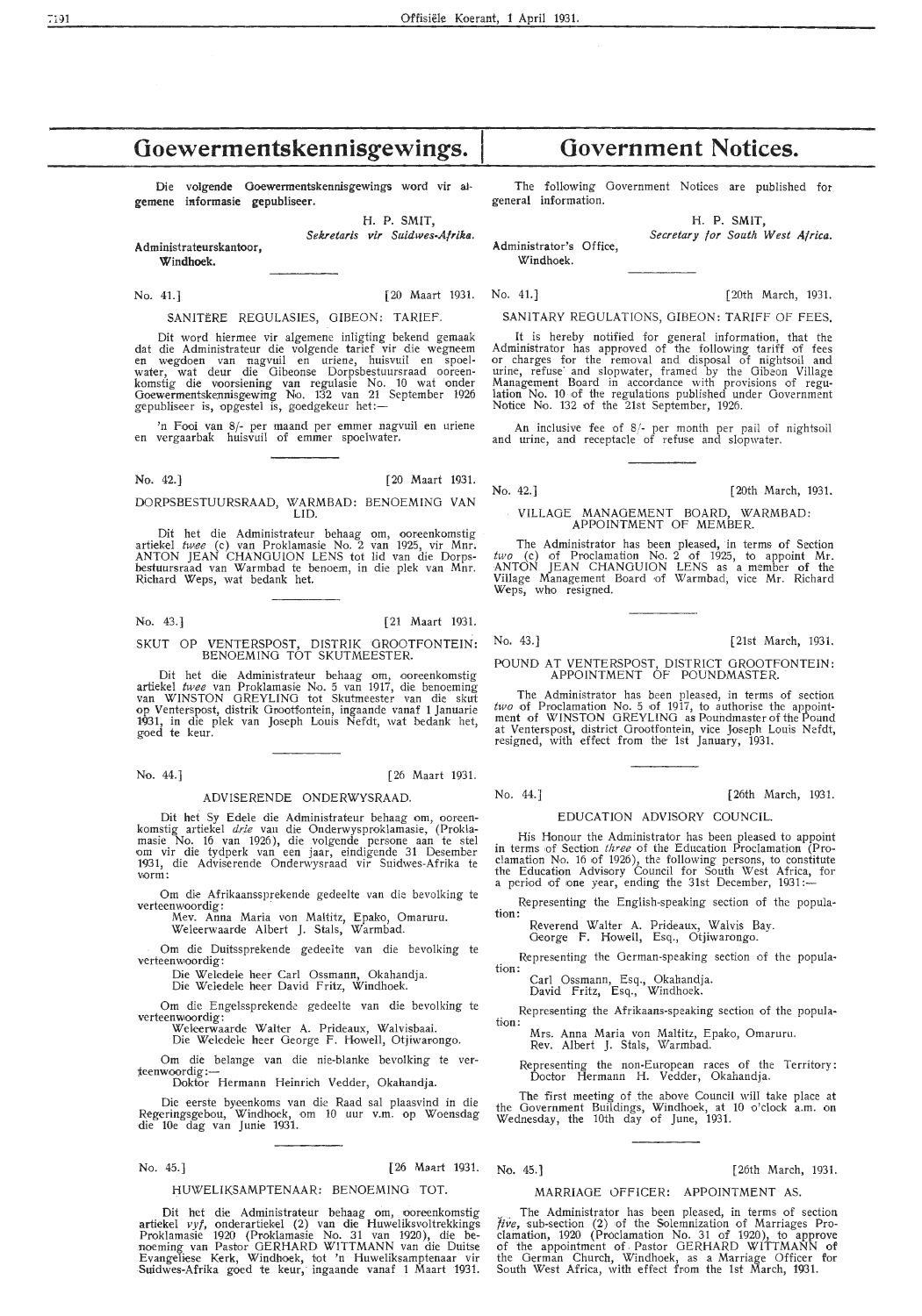# Goewermentskennisgewings.

Die volgende Goewermentskennisgewings word vir algemene informasie gepubliseer.

H. P. SMIT,
*Sekretaris vir Suidwes-Afrika.*

Administrateurskantoor,
Windhoek.

No. 41.] [20 Maart 1931.

SANITÊRE REGULASIES, GIBEON: TARIEF.

Dit word hiermee vir algemene inligting bekend gemaak dat die Administrateur die volgende tarief vir die wegneem en wegdoen van nagvuil en uriene, huisvuil en spoelwater, wat deur die Gibeonse Dorpsbestuursraad ooreenkomstig die voorsiening van regulasie No. 10 wat onder Goewermentskennisgewing No. 132 van 21 September 1926 gepubliseer is, opgestel is, goedgekeur het:—

'n Fooi van 8/- per maand per emmer nagvuil en uriene en vergaarbak huisvuil of emmer spoelwater.

No. 42.] [20 Maart 1931.

DORPSBESTUURSRAAD, WARMBAD: BENOEMING VAN LID.

Dit het die Administrateur behaag om, ooreenkomstig artiekel *twee* (c) van Proklamasie No. 2 van 1925, vir Mnr. ANTON JEAN CHANGUION LENS tot lid van die Dorpsbestuursraad van Warmbad te benoem, in die plek van Mnr. Richard Weps, wat bedank het.

No. 43.] [21 Maart 1931.

SKUT OP VENTERSPOST, DISTRIK GROOTFONTEIN: BENOEMING TOT SKUTMEESTER.

Dit het die Administrateur behaag om, ooreenkomstig artiekel *twee* van Proklamasie No. 5 van 1917, die benoeming van WINSTON GREYLING tot Skutmeester van die skut op Ventersport, distrik Grootfontein, ingaande vanaf 1 Januarie 1931, in die plek van Joseph Louis Nefdt, wat bedank het, goed te keur.

No. 44.] [26 Maart 1931.

ADVISERENDE ONDERWYSRAAD.

Dit het Sy Edele die Administrateur behaag om, ooreenkomstig artiekel *drie* van die Onderwysproklamasie, (Proklamasie No. 16 van 1926), die volgende persone aan te stel om vir die tydperk van een jaar, eindigende 31 Desember 1931, die Adviserende Onderwysraad vir Suidwes-Afrika te vorm:

Om die Afrikaanssprekende gedeelte van die bevolking te verteenwoordig:
Mev. Anna Maria von Maltitz, Epako, Omaruru.
Weleerwaarde Albert J. Stals, Warmbad.

Om die Duitssprekende gedeelte van die bevolking te verteenwoordig:
Die Weledele heer Carl Ossmann, Okahandja.
Die Weledele heer David Fritz, Windhoek.

Om die Engelssprekende gedeelte van die bevolking te verteenwoordig:
Weleerwaarde Walter A. Prideaux, Walvisbaai.
Die Weledele heer George F. Howell, Otjiwarongo.

Om die belange van die nie-blanke bevolking te verteenwoordig:—
Doktor Hermann Heinrich Vedder, Okahandja.

Die eerste byeenkoms van die Raad sal plaasvind in die Regeringsgebou, Windhoek, om 10 uur v.m. op Woensdag die 10e dag van Junie 1931.

No. 45.] [26 Maart 1931.

HUWELIKSAMPTENAAR: BENOEMING TOT.

Dit het die Administrateur behaag om, ooreenkomstig artiekel *vyf*, onderartiekel (2) van die Huweliksvoltrekkings Proklamasie 1920 (Proklamasie No. 31 van 1920), die benoeming van Pastor GERHARD WITTMANN van die Duitse Evangeliese Kerk, Windhoek, tot 'n Huweliksamptenaar vir Suidwes-Afrika goed te keur, ingaande vanaf 1 Maart 1931.

# Government Notices.

The following Government Notices are published for general information.

H. P. SMIT,
*Secretary for South West Africa.*

Administrator's Office,
Windhoek.

No. 41.] [20th March, 1931.

SANITARY REGULATIONS, GIBEON: TARIFF OF FEES.

It is hereby notified for general information, that the Administrator has approved of the following tariff of fees or charges for the removal and disposal of nightsoil and urine, refuse and slopwater, framed by the Gibeon Village Management Board in accordance with provisions of regulation No. 10 of the regulations published under Government Notice No. 132 of the 21st September, 1926.

An inclusive fee of 8/- per month per pail of nightsoil and urine, and receptacle of refuse and slopwater.

No. 42.] [20th March, 1931.

VILLAGE MANAGEMENT BOARD, WARMBAD: APPOINTMENT OF MEMBER.

The Administrator has been pleased, in terms of Section *two* (c) of Proclamation No. 2 of 1925, to appoint Mr. ANTON JEAN CHANGUION LENS as a member of the Village Management Board of Warmbad, vice Mr. Richard Weps, who resigned.

No. 43.] [21st March, 1931.

POUND AT VENTERSPOST, DISTRICT GROOTFONTEIN: APPOINTMENT OF POUNDMASTER.

The Administrator has been pleased, in terms of section *two* of Proclamation No. 5 of 1917, to authorise the appointment of WINSTON GREYLING as Poundmaster of the Pound at Ventersport, district Grootfontein, vice Joseph Louis Nefdt, resigned, with effect from the 1st January, 1931.

No. 44.] [26th March, 1931.

EDUCATION ADVISORY COUNCIL.

His Honour the Administrator has been pleased to appoint in terms of Section *three* of the Education Proclamation (Proclamation No. 16 of 1926), the following persons, to constitute the Education Advisory Council for South West Africa, for a period of one year, ending the 31st December, 1931:—

Representing the English-speaking section of the population:
Reverend Walter A. Prideaux, Walvis Bay.
George F. Howell, Esq., Otjiwarongo.

Representing the German-speaking section of the population:
Carl Ossmann, Esq., Okahandja.
David Fritz, Esq., Windhoek.

Representing the Afrikaans-speaking section of the population:
Mrs. Anna Maria von Maltitz, Epako, Omaruru.
Rev. Albert J. Stals, Warmbad.

Representing the non-European races of the Territory:
Doctor Hermann H. Vedder, Okahandja.

The first meeting of the above Council will take place at the Government Buildings, Windhoek, at 10 o'clock a.m. on Wednesday, the 10th day of June, 1931.

No. 45.] [26th March, 1931.

MARRIAGE OFFICER: APPOINTMENT AS.

The Administrator has been pleased, in terms of section *five*, sub-section (2) of the Solemnization of Marriages Proclamation, 1920 (Proclamation No. 31 of 1920), to approve of the appointment of Pastor GERHARD WITTMANN of the German Church, Windhoek, as a Marriage Officer for South West Africa, with effect from the 1st March, 1931.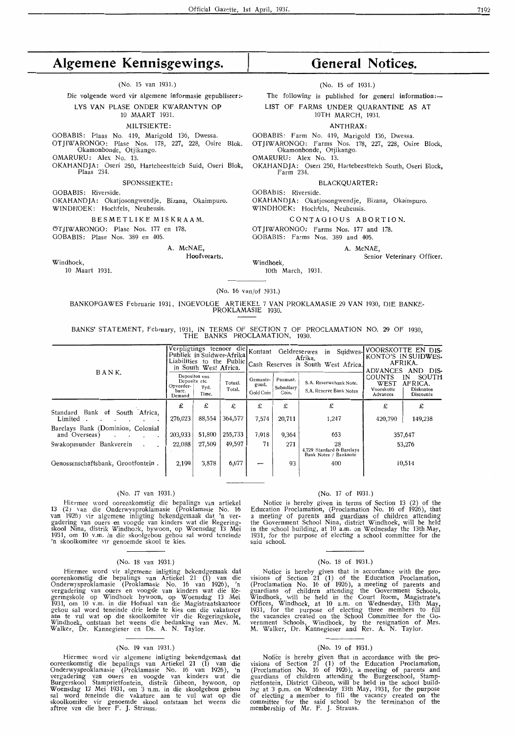# Algemene Kennisgewings.

(No. 15 van 1931.)

Die volgende word vir algemene informasie gepubliseer:-

LYS VAN PLASE ONDER KWARANTYN OP 10 MAART 1931.

MILTSIEKTE:

GOBABIS: Plaas No. 419, Marigold 136, Dwessa.
OTJIWARONGO: Plase Nos. 178, 227, 228, Osire Blok. Okamonbonde, Otjikango.
OMARURU: Alex No. 13.
OKAHANDJA: Oseri 250, Hartebeestteich Suid, Oseri Blok, Plaas 234.

SPONSSIEKTE:

GOBABIS: Riverside.
OKAHANDJA: Okatjosongwendje, Bizana, Okaimpuro.
WINDHOEK: Hochfels, Neuheusis.

BESMETLIKE MISKRAAM.

OTJIWARONGO: Plase Nos. 177 en 178.
GOBABIS: Plase Nos. 389 en 405.

A. McNAE,
Hoofveearts.

Windhoek,
10 Maart 1931.

# General Notices.

(No. 15 of 1931.)

The following is published for general information:—

LIST OF FARMS UNDER QUARANTINE AS AT 10TH MARCH, 1931.

ANTHRAX:

GOBABIS: Farm No. 419, Marigold 136, Dwessa.
OTJIWARONGO: Farms Nos. 178, 227, 228, Osire Block, Okamonbonde, Otjikango.
OMARURU: Alex No. 13.
OKAHANDJA: Oseri 250, Hartebeestteich South, Oseri Block, Farm 234.

BLACKQUARTER:

GOBABIS: Riverside.
OKAHANDJA: Okatjosongwendje, Bizana, Okaimpuro.
WINDHOEK: Hochfels, Neuheusis.

CONTAGIOUS ABORTION.

OTJIWARONGO: Farms Nos. 177 and 178.
GOBABIS: Farms Nos. 389 and 405.

A. McNAE,
Senior Veterinary Officer.

Windhoek,
10th March, 1931.

---

(No. 16 van/of 1931.)

BANKOPGAWES Februarie 1931, INGEVOLGE ARTIEKEL 7 VAN PROKLAMASIE 29 VAN 1930, DIE BANKE-PROKLAMASIE 1930.

BANKS' STATEMENT, February, 1931, IN TERMS OF SECTION 7 OF PROCLAMATION NO. 29 OF 1930, THE BANKS PROCLAMATION, 1930.

| BANK. | Verpligtings teenoor die Publiek in Suidwes-Afrika / Liabilities to the Public in South West Africa. | | | Kontant Geldreserwes in Suidwes-Afrika. / Cash Reserves in South West Africa. | | | VOORSKOTTE EN DISKONTO'S IN SUIDWES-AFRIKA. / ADVANCES AND DISCOUNTS IN SOUTH WEST AFRICA. | |
|---|---|---|---|---|---|---|---|---|
| | Depositos ens / Deposits etc. | | Totaal. / Total. | Gemunte-goud. / Gold Coin | Pasmant. / Subsidiary Coin. | S.A. Reserwebank Note. / S.A. Reserve Bank Notes | Voorskotte / Advances | Diskontos / Discounts |
| | Opvorderbare. / Demand | Tyd. / Time. | | | | | | |
| | £ | £ | £ | £ | £ | £ | £ | £ |
| Standard Bank of South Africa, Limited | 276,023 | 88,554 | 364,577 | 7,574 | 20,711 | 1,247 | 420,790 | 149,238 |
| Barclays Bank (Dominion, Colonial and Overseas) | 203,933 | 51,800 | 255,733 | 7,918 | 9,364 | 653 | 357,647 | |
| Swakopmunder Bankverein | 22,088 | 27,509 | 49,597 | 71 | 271 | 28<br>4,729 Standard & Barclays Bank Notes / Banknote | 53,276 | |
| Genossenschaftsbank, Grootfontein | 2,199 | 3,878 | 6,077 | — | 93 | 400 | 10,514 | |

---

(No. 17 van 1931.)

Hiermee word ooreenkomstig die bepalings van artiekel 13 (2) van die Onderwysproklamasie (Proklamasie No. 16 van 1926) vir algemene inligting bekendgemaak dat 'n vergadering van ouers en voogde van kinders wat die Regeringskool Nina, distrik Windhoek, bywoon, op Woensdag 13 Mei 1931, om 10 v.m. in die skoolgebou gehou sal word teneinde 'n skoolkomitee vir genoemde skool te kies.

(No. 17 of 1931.)

Notice is hereby given in terms of Section 13 (2) of the Education Proclamation, (Proclamation No. 16 of 1926), that a meeting of parents and guardians of children attending the Government School Nina, district Windhoek, will be held in the school building, at 10 a.m. on Wednesday the 13th May, 1931, for the purpose of electing a school committee for the said school.

---

(No. 18 van 1931.)

Hiermee word vir algemene inligting bekendgemaak dat ooreenkomstig die bepalings van Artiekel 21 (1) van die Onderwysproklamasie (Proklamasie No. 16 van 1926), 'n vergadering van ouers en voogde van kinders wat die Regeringskole op Windhoek bywoon, op Woensdag 13 Mei 1931, om 10 v.m. in die Hofsaal van die Magistraatskantoor gehou sal word teneinde drie lede te kies om die vakatures aan te vul wat op die skoolkomitee vir die Regeringskole, Windhoek, ontstaan het weens die bedanking van Mev. M. Walker, Dr. Kannegieser en Ds. A. N. Taylor.

(No. 18 of 1931.)

Notice is hereby given that in accordance with the provisions of Section 21 (1) of the Education Proclamation, (Proclamation No. 16 of 1926), a meeting of parents and guardians of children attending the Government Schools, Windhoek, will be held in the Court Room, Magistrate's Offices, Windhoek, at 10 a.m. on Wednesday, 13th May, 1931, for the purpose of electing three members to fill the vacancies created on the School Committee for the Government Schools, Windhoek, by the resignation of Mrs. M. Walker, Dr. Kannegieser and Rev. A. N. Taylor.

---

(No. 19 van 1931.)

Hiermee word vir algemene inligting bekendgemaak dat ooreenkomstig die bepalings van Artiekel 21 (1) van die Onderwysproklamasie (Proklamasie No. 16 van 1926), 'n vergadering van ouers en voogde van kinders wat die Burgerskool Stamprietfontein, distrik Gibeon, bywoon, op Woensdag 13 Mei 1931, om 3 n.m. in die skoolgebou gehou sal word teneinde die vakature aan te vul wat op die skoolkomitee vir genoemde skool ontstaan het weens die aftree van die heer F. J. Strauss.

(No. 19 of 1931.)

Notice is hereby given that in accordance with the provisions of Section 21 (1) of the Education Proclamation, (Proclamation No. 16 of 1926), a meeting of parents and guardians of children attending the Burgerschool, Stamprietfontein, District Gibeon, will be held in the school building at 3 p.m. on Wednesday 13th May, 1931, for the purpose of electing a member to fill the vacancy created on the committee for the said school by the termination of the membership of Mr. F. J. Strauss.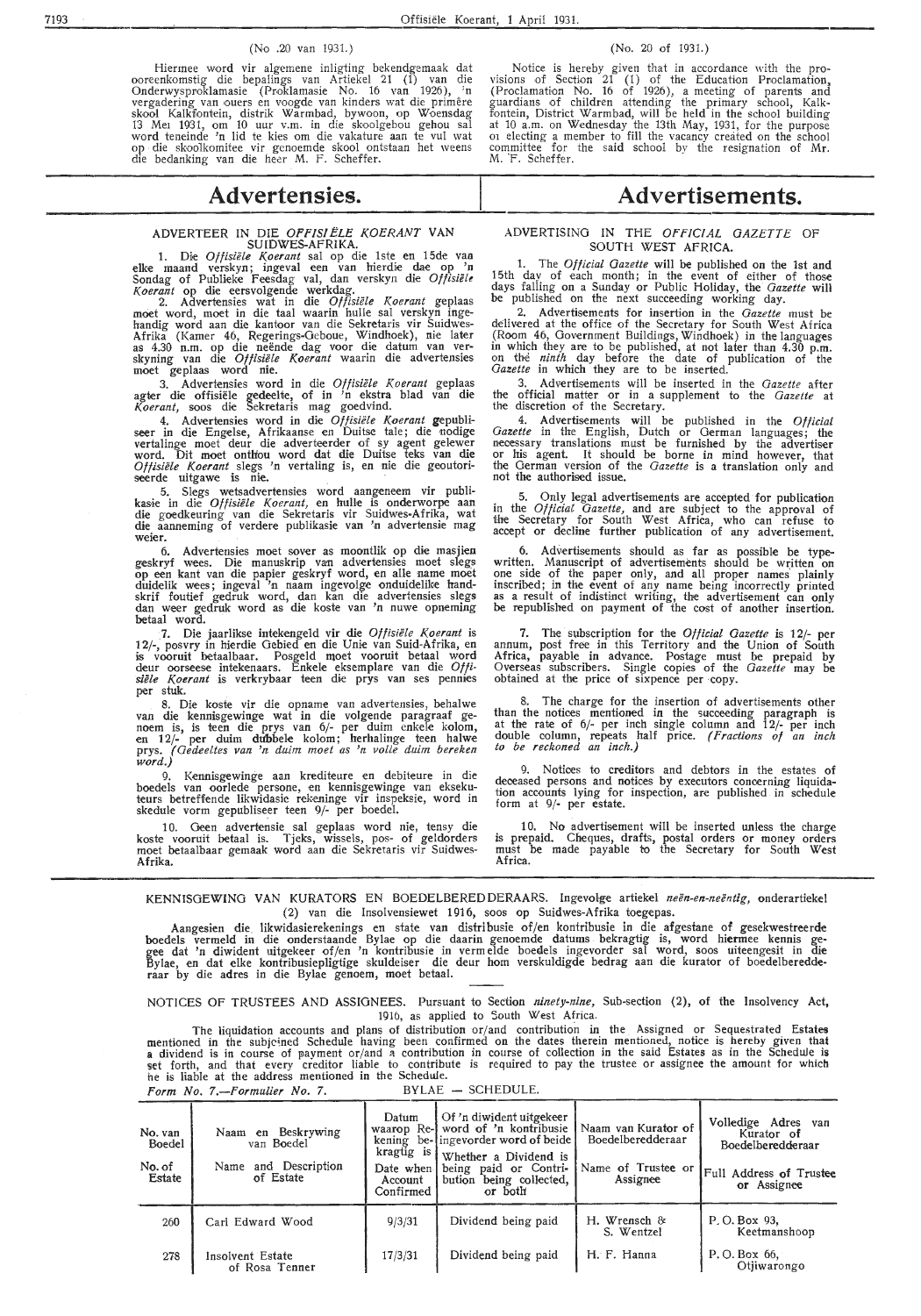(No .20 van 1931.)

Hiermee word vir algemene inligting bekendgemaak dat ooreenkomstig die bepalings van Artiekel 21 (1) van die Onderwysproklamasie (Proklamasie No. 16 van 1926), 'n vergadering van ouers en voogde van kinders wat die primêre skool Kalkfontein, distrik Warmbad, bywoon, op Woensdag 13 Mei 1931, om 10 uur v.m. in die skoolgebou gehou sal word teneinde 'n lid te kies om die vakature aan te vul wat op die skoolkomitee vir genoemde skool ontstaan het weens die bedanking van die heer M. F. Scheffer.

(No. 20 of 1931.)

Notice is hereby given that in accordance with the provisions of Section 21 (1) of the Education Proclamation, (Proclamation No. 16 of 1926), a meeting of parents and guardians of children attending the primary school, Kalkfontein, District Warmbad, will be held in the school building at 10 a.m. on Wednesday the 13th May, 1931, for the purpose of electing a member to fill the vacancy created on the school committee for the said school by the resignation of Mr. M. F. Scheffer.

# Advertensies.

## ADVERTEER IN DIE *OFFISIËLE KOERANT* VAN SUIDWES-AFRIKA.

1. Die *Offisiële Koerant* sal op die 1ste en 15de van elke maand verskyn; ingeval een van hierdie dae op 'n Sondag of Publieke Feesdag val, dan verskyn die *Offisiële Koerant* op die eersvolgende werkdag.

2. Advertensies wat in die *Offisiële Koerant* geplaas moet word, moet in die taal waarin hulle sal verskyn ingehandig word aan die kantoor van die Sekretaris vir Suidwes-Afrika (Kamer 46, Regerings-Geboue, Windhoek), nie later as 4.30 n.m. op die neënde dag voor die datum van verskyning van die *Offisiële Koerant* waarin die advertensies moet geplaas word nie.

3. Advertensies word in die *Offisiële Koerant* geplaas agter die offisiële gedeelte, of in 'n ekstra blad van die *Koerant*, soos die Sekretaris mag goedvind.

4. Advertensies word in die *Offisiële Koerant* gepubliseer in die Engelse, Afrikaanse en Duitse tale; die nodige vertalinge moet deur die adverteerder of sy agent gelewer word. Dit moet onthou word dat die Duitse teks van die *Offisiële Koerant* slegs 'n vertaling is, en nie die geoutoriseerde uitgawe is nie.

5. Slegs wetsadvertensies word aangeneem vir publikasie in die *Offisiële Koerant*, en hulle is onderworpe aan die goedkeuring van die Sekretaris vir Suidwes-Afrika, wat die aanneming of verdere publikasie van 'n advertensie mag weier.

6. Advertensies moet sover as moontlik op die masjien geskryf wees. Die manuskrip van advertensies moet slegs op een kant van die papier geskryf word, en alle name moet duidelik wees; ingeval 'n naam ingevolge onduidelike handskrif foutief gedruk word, dan kan die advertensies slegs dan weer gedruk word as die koste van 'n nuwe opneming betaal word.

7. Die jaarlikse intekengeld vir die *Offisiële Koerant* is 12/-, posvry in hierdie Gebied en die Unie van Suid-Afrika, en is vooruit betaalbaar. Posgeld moet vooruit betaal word deur oorseese intekenaars. Enkele eksemplare van die *Offisiële Koerant* is verkrybaar teen die prys van ses pennies per stuk.

8. Die koste vir die opname van advertensies, behalwe van die kennisgewinge wat in die volgende paragraaf genoem is, is teen die prys van 6/- per duim enkele kolom, en 12/- per duim dubbele kolom; herhalinge teen halwe prys. *(Gedeeltes van 'n duim moet as 'n volle duim bereken word.)*

9. Kennisgewinge aan krediteure en debiteure in die boedels van oorlede persone, en kennisgewinge van eksekuteurs betreffende likwidasie rekeninge vir inspeksie, word in skedule vorm gepubliseer teen 9/- per boedel.

10. Geen advertensie sal geplaas word nie, tensy die koste vooruit betaal is. Tjeks, wissels, pos- of geldorders moet betaalbaar gemaak word aan die Sekretaris vir Suidwes-Afrika.

# Advertisements.

## ADVERTISING IN THE *OFFICIAL GAZETTE* OF SOUTH WEST AFRICA.

1. The *Official Gazette* will be published on the 1st and 15th day of each month; in the event of either of those days falling on a Sunday or Public Holiday, the *Gazette* will be published on the next succeeding working day.

2. Advertisements for insertion in the *Gazette* must be delivered at the office of the Secretary for South West Africa (Room 46, Government Buildings, Windhoek) in the languages in which they are to be published, at not later than 4.30 p.m. on the *ninth* day before the date of publication of the *Gazette* in which they are to be inserted.

3. Advertisements will be inserted in the *Gazette* after the official matter or in a supplement to the *Gazette* at the discretion of the Secretary.

4. Advertisements will be published in the *Official Gazette* in the English, Dutch or German languages; the necessary translations must be furnished by the advertiser or his agent. It should be borne in mind however, that the German version of the *Gazette* is a translation only and not the authorised issue.

5. Only legal advertisements are accepted for publication in the *Official Gazette*, and are subject to the approval of the Secretary for South West Africa, who can refuse to accept or decline further publication of any advertisement.

6. Advertisements should as far as possible be typewritten. Manuscript of advertisements should be written on one side of the paper only, and all proper names plainly inscribed; in the event of any name being incorrectly printed as a result of indistinct writing, the advertisement can only be republished on payment of the cost of another insertion.

7. The subscription for the *Official Gazette* is 12/- per annum, post free in this Territory and the Union of South Africa, payable in advance. Postage must be prepaid by Overseas subscribers. Single copies of the *Gazette* may be obtained at the price of sixpence per copy.

8. The charge for the insertion of advertisements other than the notices mentioned in the succeeding paragraph is at the rate of 6/- per inch single column and 12/- per inch double column, repeats half price. *(Fractions of an inch to be reckoned an inch.)*

9. Notices to creditors and debtors in the estates of deceased persons and notices by executors concerning liquidation accounts lying for inspection, are published in schedule form at 9/- per estate.

10. No advertisement will be inserted unless the charge is prepaid. Cheques, drafts, postal orders or money orders must be made payable to the Secretary for South West Africa.

KENNISGEWING VAN KURATORS EN BOEDELBEREDDERAARS. Ingevolge artiekel *neën-en-neëntig*, onderartiekel (2) van die Insolvensiewet 1916, soos op Suidwes-Afrika toegepas.

Aangesien die likwidasierekenings en state van distribusie of/en kontribusie in die afgestane of gesekwestreerde boedels vermeld in die onderstaande Bylae op die daarin genoemde datums bekragtig is, word hiermee kennis gegee dat 'n diwident uitgekeer of/en 'n kontribusie in vermelde boedels ingevorder sal word, soos uiteengesit in die Bylae, en dat elke kontribusiepligtige skuldeiser die deur hom verskuldigde bedrag aan die kurator of boedelberedderaar by die adres in die Bylae genoem, moet betaal.

NOTICES OF TRUSTEES AND ASSIGNEES. Pursuant to Section *ninety-nine*, Sub-section (2), of the Insolvency Act, 1916, as applied to South West Africa.

The liquidation accounts and plans of distribution or/and contribution in the Assigned or Sequestrated Estates mentioned in the subjoined Schedule having been confirmed on the dates therein mentioned, notice is hereby given that a dividend is in course of payment or/and a contribution in course of collection in the said Estates as in the Schedule is set forth, and that every creditor liable to contribute is required to pay the trustee or assignee the amount for which he is liable at the address mentioned in the Schedule.

*Form No. 7.—Formulier No. 7.* BYLAE — SCHEDULE.

| No. van Boedel / No. of Estate | Naam en Beskrywing van Boedel / Name and Description of Estate | Datum waarop Rekening bekragtig is / Date when Account Confirmed | Of 'n diwident uitgekeer word of 'n kontribusie ingevorder word of beide / Whether a Dividend is being paid or Contribution being collected, or both | Naam van Kurator of Boedelberedderaar / Name of Trustee or Assignee | Volledige Adres van Kurator of Boedelberedderaar / Full Address of Trustee or Assignee |
|---|---|---|---|---|---|
| 260 | Carl Edward Wood | 9/3/31 | Dividend being paid | H. Wrensch & S. Wentzel | P. O. Box 93, Keetmanshoop |
| 278 | Insolvent Estate of Rosa Tenner | 17/3/31 | Dividend being paid | H. F. Hanna | P. O. Box 66, Otjiwarongo |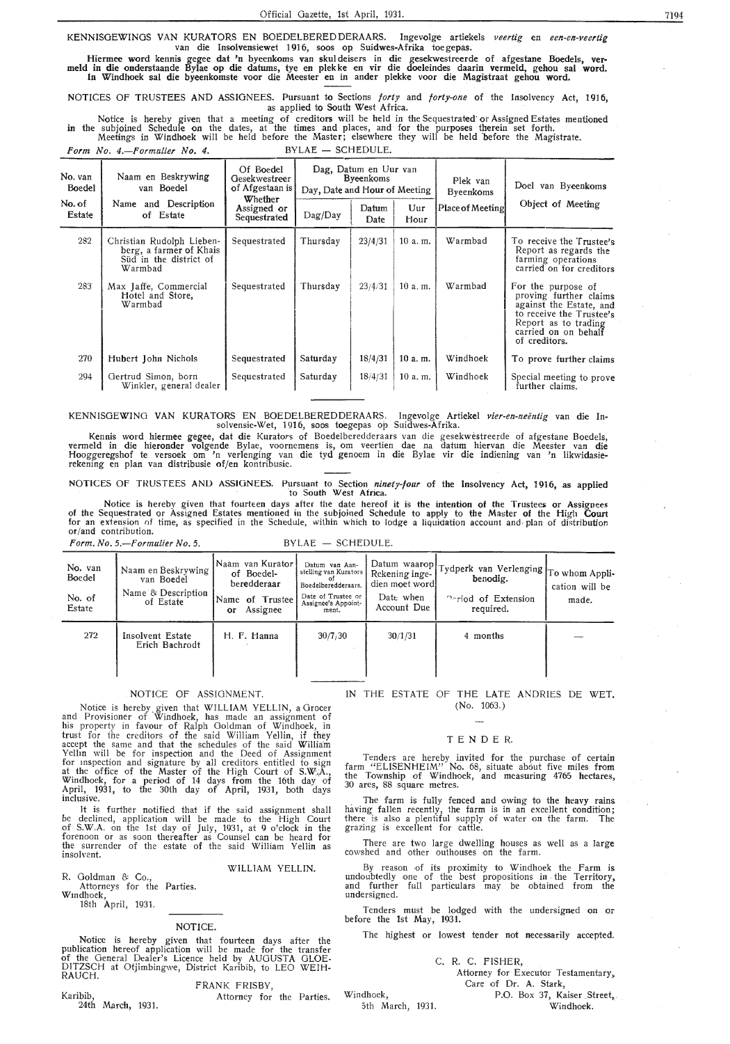KENNISGEWINGS VAN KURATORS EN BOEDELBEREDDERAARS. Ingevolge artiekels *veertig* en *een-en-veertig* van die Insolvensiewet 1916, soos op Suidwes-Afrika toegepas.

**Hiermee word kennis gegee dat 'n byeenkoms van skuldeisers in die gesekwestreerde of afgestane Boedels, vermeld in die onderstaande Bylae op die datums, tye en plekke en vir die doeleindes daarin vermeld, gehou sal word. In Windhoek sal die byeenkomste voor die Meester en in ander plekke voor die Magistraat gehou word.**

NOTICES OF TRUSTEES AND ASSIGNEES. Pursuant to Sections *forty* and *forty-one* of the Insolvency Act, 1916, as applied to South West Africa.

Notice is hereby given that a meeting of creditors will be held in the Sequestrated or Assigned Estates mentioned in the subjoined Schedule on the dates, at the times and places, and for the purposes therein set forth. Meetings in Windhoek will be held before the Master; elsewhere they will be held before the Magistrate.

*Form No. 4.—Formulier No. 4.* BYLAE — SCHEDULE.

| No. van Boedel / No. of Estate | Naam en Beskrywing van Boedel / Name and Description of Estate | Of Boedel Gesekwestreer of Afgestaan is / Whether Assigned or Sequestrated | Dag, Datum en Uur van Byeenkoms / Day, Date and Hour of Meeting | | | Plek van Byeenkoms / Place of Meeting | Doel van Byeenkoms / Object of Meeting |
|---|---|---|---|---|---|---|---|
| | | | Dag/Day | Datum / Date | Uur / Hour | | |
| 282 | Christian Rudolph Liebenberg, a farmer of Khais Süd in the district of Warmbad | Sequestrated | Thursday | 23/4/31 | 10 a. m. | Warmbad | To receive the Trustee's Report as regards the farming operations carried on for creditors |
| 283 | Max Jaffe, Commercial Hotel and Store, Warmbad | Sequestrated | Thursday | 23/4/31 | 10 a. m. | Warmbad | For the purpose of proving further claims against the Estate, and to receive the Trustee's Report as to trading carried on on behalf of creditors. |
| 270 | Hubert John Nichols | Sequestrated | Saturday | 18/4/31 | 10 a. m. | Windhoek | To prove further claims |
| 294 | Gertrud Simon, born Winkler, general dealer | Sequestrated | Saturday | 18/4/31 | 10 a. m. | Windhoek | Special meeting to prove further claims. |

KENNISGEWING VAN KURATORS EN BOEDELBEREDDERAARS. Ingevolge Artiekel *vier-en-neëntig* van die Insolvensie-Wet, 1916, soos toegepas op Suidwes-Afrika.

Kennis word hiermee gegee, dat die Kurators of Boedelberedderaars van die gesekwestreerde of afgestane Boedels, vermeld in die hieronder volgende Bylae, voornemens is, om veertien dae na datum hiervan die Meester van die Hooggeregshof te versoek om 'n verlenging van die tyd genoem in die Bylae vir die indiening van 'n likwidasierekening en plan van distribusie of/en kontribusie.

NOTICES OF TRUSTEES AND ASSIGNEES. Pursuant to Section *ninety-four* of the Insolvency Act, 1916, as applied to South West Africa.

Notice is hereby given that fourteen days after the date hereof it is the intention of the Trustees or Assignees of the Sequestrated or Assigned Estates mentioned in the subjoined Schedule to apply to the Master of the High Court for an extension of time, as specified in the Schedule, within which to lodge a liquidation account and plan of distribution or/and contribution.

*Form. No. 5.—Formulier No. 5.* BYLAE — SCHEDULE.

| No. van Boedel / No. of Estate | Naam en Beskrywing van Boedel / Name & Description of Estate | Naam van Kurator of Boedelberedderaar / Name of Trustee or Assignee | Datum van Aanstelling van Kurators of Boedelberedderaars. / Date of Trustee or Assignee's Appointment. | Datum waarop Rekening ingedien moet word / Date when Account Due | Tydperk van Verlenging benodig. / Period of Extension required. | To whom Application will be made. |
|---|---|---|---|---|---|---|
| 272 | Insolvent Estate Erich Bachrodt | H. F. Hanna | 30/7/30 | 30/1/31 | 4 months | — |

NOTICE OF ASSIGNMENT.

Notice is hereby given that WILLIAM YELLIN, a Grocer and Provisioner of Windhoek, has made an assignment of his property in favour of Ralph Goldman of Windhoek, in trust for the creditors of the said William Yellin, if they accept the same and that the schedules of the said William Yellin will be for inspection and the Deed of Assignment for inspection and signature by all creditors entitled to sign at the office of the Master of the High Court of S.W.A., Windhoek, for a period of 14 days from the 16th day of April, 1931, to the 30th day of April, 1931, both days inclusive.

It is further notified that if the said assignment shall be declined, application will be made to the High Court of S.W.A. on the 1st day of July, 1931, at 9 o'clock in the forenoon or as soon thereafter as Counsel can be heard for the surrender of the estate of the said William Yellin as insolvent.

WILLIAM YELLIN.

R. Goldman & Co.,
Attorneys for the Parties.
Windhoek,
18th April, 1931.

NOTICE.

Notice is hereby given that fourteen days after the publication hereof application will be made for the transfer of the General Dealer's Licence held by AUGUSTA GLOEDITZSCH at Otjimbingwe, District Karibib, to LEO WEIHRAUCH.

FRANK FRISBY,
Attorney for the Parties.
Karibib,
24th March, 1931.

IN THE ESTATE OF THE LATE ANDRIES DE WET.
(No. 1063.)

TENDER.

Tenders are hereby invited for the purchase of certain farm "ELISENHEIM" No. 68, situate about five miles from the Township of Windhoek, and measuring 4765 hectares, 30 ares, 88 square metres.

The farm is fully fenced and owing to the heavy rains having fallen recently, the farm is in an excellent condition; there is also a plentiful supply of water on the farm. The grazing is excellent for cattle.

There are two large dwelling houses as well as a large cowshed and other outhouses on the farm.

By reason of its proximity to Windhoek the Farm is undoubtedly one of the best propositions in the Territory, and further full particulars may be obtained from the undersigned.

Tenders must be lodged with the undersigned on or before the 1st May, 1931.

The highest or lowest tender not necessarily accepted.

C. R. C. FISHER,
Attorney for Executor Testamentary,
Care of Dr. A. Stark,
P.O. Box 37, Kaiser Street,
Windhoek.
Windhoek,
5th March, 1931.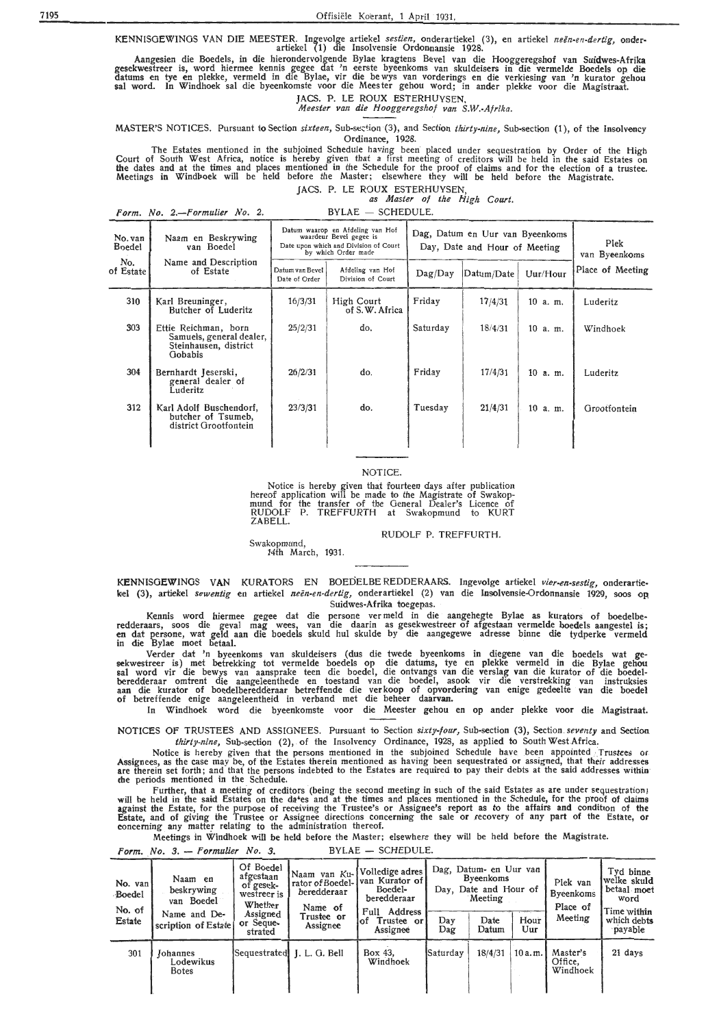KENNISGEWINGS VAN DIE MEESTER. Ingevolge artiekel *sestien*, onderartiekel (3), en artiekel *neën-en-dertig*, onderartiekel (1) die Insolvensie Ordonnansie 1928.

Aangesien die Boedels, in die hierondervolgende Bylae kragtens Bevel van die Hooggeregshof van Suidwes-Afrika gesekwestreer is, word hiermee kennis gegee dat 'n eerste byeenkoms van skuldeisers in die vermelde Boedels op die datums en tye en plekke, vermeld in die Bylae, vir die bewys van vorderings en die verkiesing van 'n kurator gehou sal word. In Windhoek sal die byeenkomste voor die Meester gehou word; in ander plekke voor die Magistraat.

JACS. P. LE ROUX ESTERHUYSEN,
*Meester van die Hooggeregshof van S.W.-Afrika.*

MASTER'S NOTICES. Pursuant to Section *sixteen*, Sub-section (3), and Section *thirty-nine*, Sub-section (1), of the Insolvency Ordinance, 1928.

The Estates mentioned in the subjoined Schedule having been placed under sequestration by Order of the High Court of South West Africa, notice is hereby given that a first meeting of creditors will be held in the said Estates on the dates and at the times and places mentioned in the Schedule for the proof of claims and for the election of a trustee. Meetings in Windhoek will be held before the Master; elsewhere they will be held before the Magistrate.

JACS. P. LE ROUX ESTERHUYSEN,
*as Master of the High Court.*

*Form. No. 2.—Formulier No. 2.* BYLAE — SCHEDULE.

| No. van Boedel / No. of Estate | Naam en Beskrywing van Boedel / Name and Description of Estate | Datum van Bevel / Date of Order | Afdeling van Hof / Division of Court | Dag/Day | Datum/Date | Uur/Hour | Plek van Byeenkoms / Place of Meeting |
|---|---|---|---|---|---|---|---|
| 310 | Karl Breuninger, Butcher of Luderitz | 16/3/31 | High Court of S.W. Africa | Friday | 17/4/31 | 10 a. m. | Luderitz |
| 303 | Ettie Reichman, born Samuels, general dealer, Steinhausen, district Gobabis | 25/2/31 | do. | Saturday | 18/4/31 | 10 a. m. | Windhoek |
| 304 | Bernhardt Jeserski, general dealer of Luderitz | 26/2/31 | do. | Friday | 17/4/31 | 10 a. m. | Luderitz |
| 312 | Karl Adolf Buschendorf, butcher of Tsumeb, district Grootfontein | 23/3/31 | do. | Tuesday | 21/4/31 | 10 a. m. | Grootfontein |

(Datum waarop en Afdeling van Hof waardeur Bevel gegee is / Date upon which and Division of Court by which Order made; Dag, Datum en Uur van Byeenkoms / Day, Date and Hour of Meeting)

NOTICE.

Notice is hereby given that fourteen days after publication hereof application will be made to the Magistrate of Swakopmund for the transfer of the General Dealer's Licence of RUDOLF P. TREFFURTH at Swakopmund to KURT ZABELL.

RUDOLF P. TREFFURTH.

Swakopmund,
14th March, 1931.

KENNISGEWINGS VAN KURATORS EN BOEDELBEREDDERAARS. Ingevolge artiekel *vier-en-sestig*, onderartiekel (3), artiekel *sewentig* en artiekel *neën-en-dertig*, onderartiekel (2) van die Insolvensie-Ordonnansie 1929, soos op Suidwes-Afrika toegepas.

Kennis word hiermee gegee dat die persone vermeld in die aangehegte Bylae as kurators of boedelberedderaars, soos die geval mag wees, van die daarin as gesekwestreer of afgestaan vermelde boedels aangestel is; en dat persone, wat geld aan die boedels skuld hul skulde by die aangegewe adresse binne die tydperke vermeld in die Bylae moet betaal.

Verder dat 'n byeenkoms van skuldeisers (dus die twede byeenkoms in diegene van die boedels wat gesekwestreer is) met betrekking tot vermelde boedels op die datums, tye en plekke vermeld in die Bylae gehou sal word vir die bewys van aansprake teen die boedel, die ontvangs van die verslag van die kurator of die boedelberedderaar omtrent die aangeleenthede en toestand van die boedel, asook vir die verstrekking van instruksies aan die kurator of boedelberedderaar betreffende die verkoop of opvordering van enige gedeelte van die boedel of betreffende enige aangeleentheid in verband met die beheer daarvan.

In Windhoek word die byeenkomste voor die Meester gehou en op ander plekke voor die Magistraat.

NOTICES OF TRUSTEES AND ASSIGNEES. Pursuant to Section *sixty-four*, Sub-section (3), Section *seventy* and Section *thirty-nine*, Sub-section (2), of the Insolvency Ordinance, 1928, as applied to South West Africa.

Notice is hereby given that the persons mentioned in the subjoined Schedule have been appointed Trustees or Assignees, as the case may be, of the Estates therein mentioned as having been sequestrated or assigned, that their addresses are therein set forth; and that the persons indebted to the Estates are required to pay their debts at the said addresses within the periods mentioned in the Schedule.

Further, that a meeting of creditors (being the second meeting in such of the said Estates as are under sequestration) will be held in the said Estates on the dates and at the times and places mentioned in the Schedule, for the proof of claims against the Estate, for the purpose of receiving the Trustee's or Assignee's report as to the affairs and condition of the Estate, and of giving the Trustee or Assignee directions concerning the sale or recovery of any part of the Estate, or concerning any matter relating to the administration thereof.

Meetings in Windhoek will be held before the Master; elsewhere they will be held before the Magistrate.

*Form. No. 3. — Formulier No. 3.* BYLAE — SCHEDULE.

| No. van Boedel / No. of Estate | Naam en beskrywing van Boedel / Name and Description of Estate | Of Boedel afgestaan of gesekwestreer is / Whether Assigned or Sequestrated | Naam van Kurator of Boedelberedderaar / Name of Trustee or Assignee | Volledige adres van Kurator of Boedelberedderaar / Full Address of Trustee or Assignee | Day / Dag | Date / Datum | Hour / Uur | Plek van Byeenkoms / Place of Meeting | Tyd binne welke skuld betaal moet word / Time within which debts payable |
|---|---|---|---|---|---|---|---|---|---|
| 301 | Johannes Lodewikus Botes | Sequestrated | J. L. G. Bell | Box 43, Windhoek | Saturday | 18/4/31 | 10 a.m. | Master's Office, Windhoek | 21 days |

(Dag, Datum- en Uur van Byeenkoms / Day, Date and Hour of Meeting)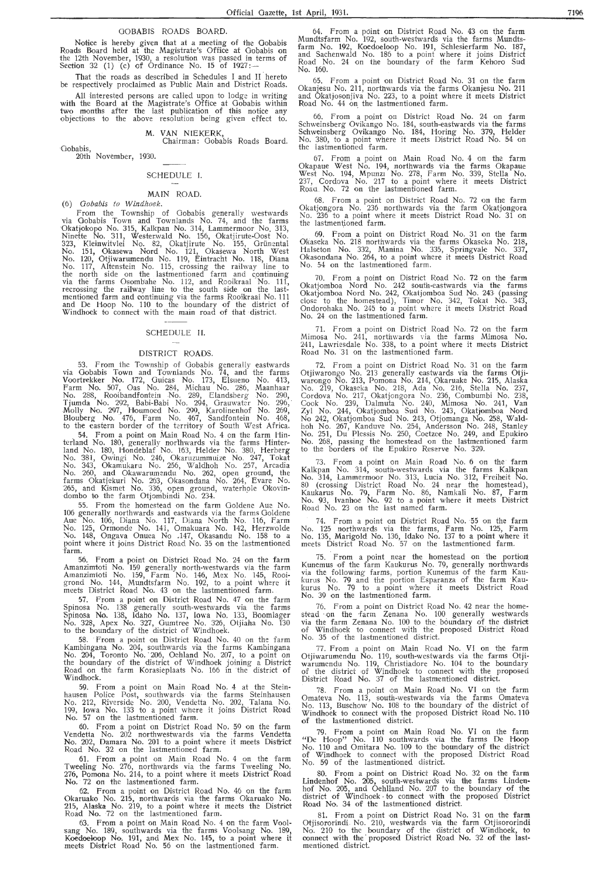## GOBABIS ROADS BOARD.

Notice is hereby given that at a meeting of the Gobabis Roads Board held at the Magistrate's Office at Gobabis on the 12th November, 1930, a resolution was passed in terms of Section 32 (1) (c) of Ordinance No. 15 of 1927:—

That the roads as described in Schedules I and II hereto be respectively proclaimed as Public Main and District Roads.

All interested persons are called upon to lodge in writing with the Board at the Magistrate's Office at Gobabis within two months after the last publication of this notice any objections to the above resolution being given effect to.

M. VAN NIEKERK,
Chairman: Gobabis Roads Board.

Gobabis,
20th November, 1930.

### SCHEDULE I.

#### MAIN ROAD.

(6) *Gobabis to Windhoek.*

From the Township of Gobabis generally westwards via Gobabis Town and Townlands No. 74, and the farms Okatjokopo No. 315, Kalkpan No. 314, Lammermoor No. 313, Ninette No. 311, Westerwald No. 156, Okatjirute-Oost No. 323, Kleinwitvlei No. 82, Okatjirute No. 155, Grünental No. 151, Okasewa Nord No. 121, Okasewa North West No. 120, Otjiwarumendu No. 119, Eintracht No. 118, Diana No. 117, Altenstein No. 115, crossing the railway line to the north side on the lastmentioned farm and continuing via the farms Osombahe No. 112, and Rooikraal No. 111, recrossing the railway line to the south side on the lastmentioned farm and continuing via the farms Rooikraal No. 111 and De Hoop No. 110 to the boundary of the district of Windhoek to connect with the main road of that district.

### SCHEDULE II.

#### DISTRICT ROADS.

53. From the Township of Gobabis generally eastwards via Gobabis Town and Townlands No. 74, and the farms Voortrekker No. 172, Guicas No. 173, Elsueno No. 413, Farm No. 507, Oas No. 284, Michau No. 286, Maanhaar No. 288, Rooibandfontein No. 289, Elandsberg No. 290, Tjumda No. 292, Babi-Babi No. 294, Grauwater No. 296, Molly No. 297, Houmoed No. 299, Karolinenhof No. 269, Blouberg No. 476, Farm No. 467, Sandfontein No. 468, to the eastern border of the territory of South West Africa.

54. From a point on Main Road No. 4 on the farm Hinterland No. 180, generally northwards via the farms Hinterland No. 180, Hondeblaf No. 163, Helder No. 380, Herberg No. 381, Owingi No. 246, Okaruzummuize No. 247, Tokat No. 343, Okamukaru No. 256, Waldhoh No. 257, Arcadia No. 260, and Okawarumendu No. 262, open ground, the farms Okatjekuri No. 263, Okasondana No. 264, Evare No. 265, and Kismet No. 336, open ground, waterhole Okovindombo to the farm Otjombindi No. 234.

55. From the homestead on the farm Goldene Aue No. 106 generally northwards and eastwards via the farms Goldene Aue No. 106, Diana No. 117, Diana North No. 116, Farm No. 125, Ormonde No. 141, Omakuara No. 142, Herzwolde No. 148, Ongava Onuea No. 147, Okasandu No. 158 to a point where it joins District Road No. 35 on the lastmentioned farm.

56. From a point on District Road No. 24 on the farm Amanzimtoti No. 159 generally north-westwards via the farm Amanzimtoti No. 159, Farm No. 146, Mex No. 145, Rooigrond No. 144, Mundtsfarm No. 192, to a point where it meets District Road No. 43 on the lastmentioned farm.

57. From a point on District Road No. 47 on the farm Spinosa No. 138 generally south-westwards via the farms Spinosa No. 138, Idaho No. 137, Iowa No. 133, Boomlager No. 328, Apex No. 327, Gumtree No. 326, Otjiaha No. 130 to the boundary of the district of Windhoek.

58. From a point on District Road No. 40 on the farm Kambingana No. 204, southwards via the farms Kambingana No. 204, Toronto No. 206, Oehlland No. 207, to a point on the boundary of the district of Windhoek joining a District Road on the farm Korasieplaats No. 166 in the district of Windhoek.

59. From a point on Main Road No. 4 at the Steinhausen Police Post, southwards via the farms Steinhausen No. 212, Riverside No. 200, Vendetta No. 202, Talana No. 199, Iowa No. 133 to a point where it joins District Road No. 57 on the lastmentioned farm.

60. From a point on District Road No. 59 on the farm Vendetta No. 202 northwestwards via the farms Vendetta No. 202, Damara No. 201 to a point where it meets District Road No. 32 on the lastmentioned farm.

61. From a point on Main Road No. 4 on the farm Tweeling No. 276, northwards via the farms Tweeling No. 276, Pomona No. 214, to a point where it meets District Road No. 72 on the lastmentioned farm.

62. From a point on District Road No. 46 on the farm Okaruako No. 215, northwards via the farms Okaruako No. 215, Alaska No. 219, to a point where it meets the District Road No. 72 on the lastmentioned farm.

63. From a point on Main Road No. 4 on the farm Voolsang No. 189, southwards via the farms Voolsang No. 189, Koedoeloop No. 191, and Mex No. 145, to a point where it meets District Road No. 56 on the lastmentioned farm.

64. From a point on District Road No. 43 on the farm Mundtsfarm No. 192, south-westwards via the farms Mundtsfarm No. 192, Koedoeloop No. 191, Schlesierfarm No. 187, and Sachenwald No. 186 to a point where it joins District Road No. 24 on the boundary of the farm Kehoro Sud No. 160.

65. From a point on District Road No. 31 on the farm Okanjesu No. 211, northwards via the farms Okanjesu No. 211 and Okatjosonjiva No. 223, to a point where it meets District Road No. 44 on the lastmentioned farm.

66. From a point on District Road No. 24 on farm Schweinsberg Ovikango No. 184, south-eastwards via the farms Schweinsberg Ovikango No. 184, Horing No. 379, Helder No. 380, to a point where it meets District Road No. 54 on the lastmentioned farm.

67. From a point on Main Road No. 4 on the farm Okapaue West No. 194, northwards via the farms Okapaue West No. 194, Mpunzi No. 278, Farm No. 339, Stella No. 237, Cordova No. 217 to a point where it meets District Road No. 72 on the lastmentioned farm.

68. From a point on District Road No. 72 on the farm Okatjongora No. 236 northwards via the farm Okatjongora No. 236 to a point where it meets District Road No. 31 on the lastmentioned farm.

69. From a point on District Road No. 31 on the farm Okaseka No. 218 northwards via the farms Okaseka No. 218, Halseton No. 332, Manina No. 335, Springvale No. 337, Okasondana No. 264, to a point where it meets District Road No. 54 on the lastmentioned farm.

70. From a point on District Road No. 72 on the farm Okatjomboa Nord No. 242 south-eastwards via the farms Okatjomboa Nord No. 242, Okatjomboa Sud No. 243 (passing close to the homestead), Timor No. 342, Tokat No. 343, Ondorohaka No. 245 to a point where it meets District Road No. 24 on the lastmentioned farm.

71. From a point on District Road No. 72 on the farm Mimosa No. 241, northwards via the farms Mimosa No. 241, Lawriesdale No. 338, to a point where it meets District Road No. 31 on the lastmentioned farm.

72. From a point on District Road No. 31 on the farm Otjiwarongo No. 213 generally eastwards via the farms Otjiwarongo No. 213, Pomona No. 214, Okaruake No. 215, Alaska No. 219, Okaseka No. 218, Ada No. 216, Stella No. 237, Cordova No. 217, Okatjongora No. 236, Combumbi No. 238, Cook No. 239, Dalmuta No. 240, Mimosa No. 241, Van Zyl No. 244, Okatjomboa Sud No. 243, Okatjomboa Nord No 242, Okatjomboa Sud No. 243, Otjomanga No. 258, Waldhoh No. 267, Kanduve No. 254, Andersson No. 248, Stanley No. 251, Du Plessis No. 250, Coetzee No. 249, and Epukiro No. 268, passing the homestead on the lastmentioned farm to the borders of the Epukiro Reserve No. 320.

73. From a point on Main Road No. 6 on the farm Kalkpan No. 314, south-westwards via the farms Kalkpan No. 314, Lammermoor No. 313, Lucia No. 312, Freiheit No. 80 (crossing District Road No. 24 near the homestead), Kaukarus No. 79, Farm No. 86, Namkali No. 87, Farm No. 93, Ivanhoe No. 92 to a point where it meets District Road No. 23 on the last named farm.

74. From a point on District Road No. 55 on the farm No. 125 northwards via the farms, Farm No. 125, Farm No. 135, Marigold No. 136, Idako No. 137 to a point where it meets District Road No. 57 on the lastmentioned farm.

75. From a point near the homestead on the portion Kunemus of the farm Kaukurus No. 79, generally northwards via the following farms, portion Kunemus of the farm Kaukurus No. 79 and the portion Esparanza of the farm Kaukurus No. 79 to a point where it meets District Road No. 39 on the lastmentioned farm.

76. From a point on District Road No. 42 near the homestead on the farm Zenana No. 100 generally westwards via the farm Zenana No. 100 to the boundary of the district of Windhoek to connect with the proposed District Road No. 35 of the lastmentioned district.

77. From a point on Main Road No. VI on the farm Otjiwarumendu No. 119, south-westwards via the farms Otjiwarumendu No. 119, Christiadore No. 104 to the boundary of the district of Windhoek to connect with the proposed District Road No. 37 of the lastmentioned district.

78. From a point on Main Road No. VI on the farm Omateva No. 113, south-westwards via the farms Omateva No. 113, Buschow No. 108 to the boundary of the district of Windhoek to connect with the proposed District Road No. 110 of the lastmentioned district.

79. From a point on Main Road No. VI on the farm "De Hoop" No. 110 southwards via the farms De Hoop No. 110 and Omitara No. 109 to the boundary of the district of Windhoek to connect with the proposed District Road No. 59 of the lastmentioned district.

80. From a point on District Road No. 32 on the farm Lindenhof No. 205, south-westwards via the farms Lindenhof No. 205, and Oehlland No. 207 to the boundary of the district of Windhoek to connect with the proposed District Road No. 34 of the lastmentioned district.

81. From a point on District Road No. 31 on the farm Otjisororindi No. 210, westwards via the farm Otjisororindi No. 210 to the boundary of the district of Windhoek, to connect with the proposed District Road No. 32 of the lastmentioned district.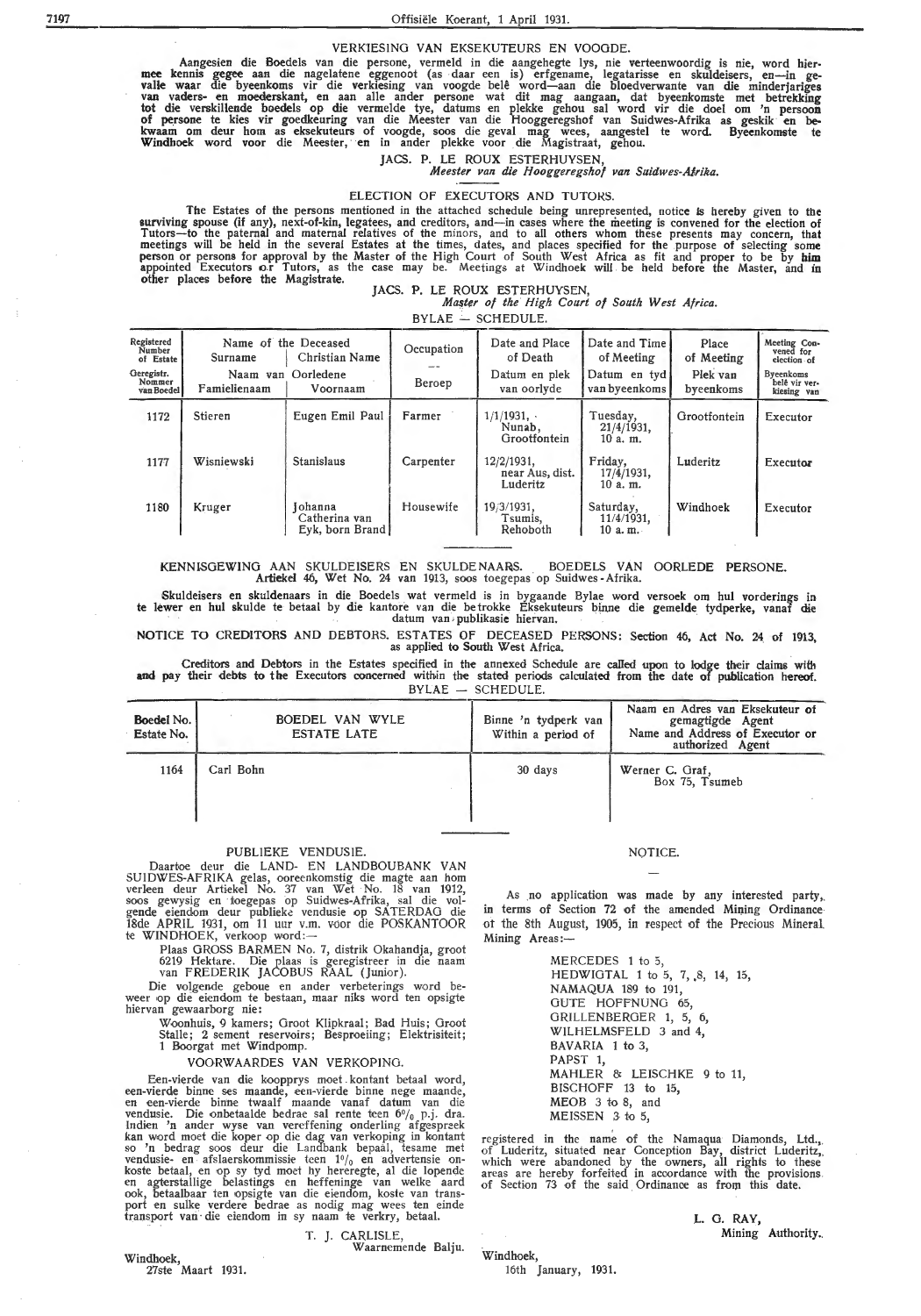## VERKIESING VAN EKSEKUTEURS EN VOOGDE.

Aangesien die Boedels van die persone, vermeld in die aangehegte lys, nie verteenwoordig is nie, word hiermee kennis gegee aan die nagelatene eggenoot (as daar een is) erfgename, legatarisse en skuldeisers, en—in gevalle waar die byeenkoms vir die verkiesing van voogde belê word—aan die bloedverwante van die minderjariges van vaders- en moederskant, en aan alle ander persone wat dit mag aangaan, dat byeenkomste met betrekking tot die verskillende boedels op die vermelde tye, datums en plekke gehou sal word vir die doel om 'n persoon of persone te kies vir goedkeuring van die Meester van die Hooggeregshof van Suidwes-Afrika as geskik en bekwaam om deur hom as eksekuteurs of voogde, soos die geval mag wees, aangestel te word. Byeenkomste te Windhoek word voor die Meester, en in ander plekke voor die Magistraat, gehou.

JACS. P. LE ROUX ESTERHUYSEN,
*Meester van die Hooggeregshof van Suidwes-Afrika.*

## ELECTION OF EXECUTORS AND TUTORS.

The Estates of the persons mentioned in the attached schedule being unrepresented, notice is hereby given to the surviving spouse (if any), next-of-kin, legatees, and creditors, and—in cases where the meeting is convened for the election of Tutors—to the paternal and maternal relatives of the minors, and to all others whom these presents may concern, that meetings will be held in the several Estates at the times, dates, and places specified for the purpose of selecting some person or persons for approval by the Master of the High Court of South West Africa as fit and proper to be by him appointed Executors or Tutors, as the case may be. Meetings at Windhoek will be held before the Master, and in other places before the Magistrate.

JACS. P. LE ROUX ESTERHUYSEN,
*Master of the High Court of South West Africa.*

BYLAE — SCHEDULE.

| Registered Number of Estate / Geregistr. Nommer van Boedel | Name of the Deceased / Naam van Oorledene — Surname / Familienaam | Christian Name / Voornaam | Occupation / Beroep | Date and Place of Death / Datum en plek van oorlyde | Date and Time of Meeting / Datum en tyd van byeenkoms | Place of Meeting / Plek van byeenkoms | Meeting Convened for election of / Byeenkoms belê vir verkiesing van |
|---|---|---|---|---|---|---|---|
| 1172 | Stieren | Eugen Emil Paul | Farmer | 1/1/1931, Nunab, Grootfontein | Tuesday, 21/4/1931, 10 a. m. | Grootfontein | Executor |
| 1177 | Wisniewski | Stanislaus | Carpenter | 12/2/1931, near Aus, dist. Luderitz | Friday, 17/4/1931, 10 a. m. | Luderitz | Executor |
| 1180 | Kruger | Johanna Catherina van Eyk, born Brand | Housewife | 19/3/1931, Tsumis, Rehoboth | Saturday, 11/4/1931, 10 a. m. | Windhoek | Executor |

## KENNISGEWING AAN SKULDEISERS EN SKULDENAARS. BOEDELS VAN OORLEDE PERSONE.
**Artiekel 46, Wet No. 24 van 1913, soos toegepas op Suidwes-Afrika.**

Skuldeisers en skuldenaars in die Boedels wat vermeld is in bygaande Bylae word versoek om hul vorderings in te lewer en hul skulde te betaal by die kantore van die betrokke Eksekuteurs binne die gemelde tydperke, vanaf die datum van publikasie hiervan.

## NOTICE TO CREDITORS AND DEBTORS. ESTATES OF DECEASED PERSONS: Section 46, Act No. 24 of 1913, as applied to South West Africa.

Creditors and Debtors in the Estates specified in the annexed Schedule are called upon to lodge their claims with and pay their debts to the Executors concerned within the stated periods calculated from the date of publication hereof.

BYLAE — SCHEDULE.

| Boedel No. / Estate No. | BOEDEL VAN WYLE / ESTATE LATE | Binne 'n tydperk van / Within a period of | Naam en Adres van Eksekuteur of gemagtigde Agent / Name and Address of Executor or authorized Agent |
|---|---|---|---|
| 1164 | Carl Bohn | 30 days | Werner C. Graf, Box 75, Tsumeb |

## PUBLIEKE VENDUSIE.

Daartoe deur die LAND- EN LANDBOUBANK VAN SUIDWES-AFRIKA gelas, ooreenkomstig die magte aan hom verleen deur Artiekel No. 37 van Wet No. 18 van 1912, soos gewysig en toegepas op Suidwes-Afrika, sal die volgende eiendom deur publieke vendusie op SATERDAG die 18de APRIL 1931, om 11 uur v.m. voor die POSKANTOOR te WINDHOEK, verkoop word:—

Plaas GROSS BARMEN No. 7, distrik Okahandja, groot 6219 Hektare. Die plaas is geregistreer in die naam van FREDERIK JACOBUS RAAL (Junior).

Die volgende geboue en ander verbeterings word beweer op die eiendom te bestaan, maar niks word ten opsigte hiervan gewaarborg nie:

Woonhuis, 9 kamers; Groot Klipkraal; Bad Huis; Groot Stalle; 2 sement reservoirs; Besproeiing; Elektrisiteit; 1 Boorgat met Windpomp.

### VOORWAARDES VAN VERKOPING.

Een-vierde van die koopprys moet kontant betaal word, een-vierde binne ses maande, een-vierde binne nege maande, en een-vierde binne twaalf maande vanaf datum van die vendusie. Die onbetaalde bedrae sal rente teen 6% p.j. dra. Indien 'n ander wyse van vereffening onderling afgespreek kan word moet die koper op die dag van verkoping in kontant so 'n bedrag soos deur die Landbank bepaal, tesame met vendusie- en afslaerskommissie teen 1% en advertensie onkoste betaal, en op sy tyd moet hy hereregte, al die lopende en agterstallige belastings en heffeninge van welke aard ook, betaalbaar ten opsigte van die eiendom, koste van transport en sulke verdere bedrae as nodig mag wees ten einde transport van die eiendom in sy naam te verkry, betaal.

T. J. CARLISLE,
Waarnemende Balju.

Windhoek,
27ste Maart 1931.

## NOTICE.

As no application was made by any interested party, in terms of Section 72 of the amended Mining Ordinance of the 8th August, 1905, in respect of the Precious Mineral Mining Areas:—

MERCEDES 1 to 5,
HEDWIGTAL 1 to 5, 7, 8, 14, 15,
NAMAQUA 189 to 191,
GUTE HOFFNUNG 65,
GRILLENBERGER 1, 5, 6,
WILHELMSFELD 3 and 4,
BAVARIA 1 to 3,
PAPST 1,
MAHLER & LEISCHKE 9 to 11,
BISCHOFF 13 to 15,
MEOB 3 to 8, and
MEISSEN 3 to 5,

registered in the name of the Namaqua Diamonds, Ltd., of Luderitz, situated near Conception Bay, district Luderitz, which were abandoned by the owners, all rights to these areas are hereby forfeited in accordance with the provisions of Section 73 of the said Ordinance as from this date.

L. G. RAY,
Mining Authority.

Windhoek,
16th January, 1931.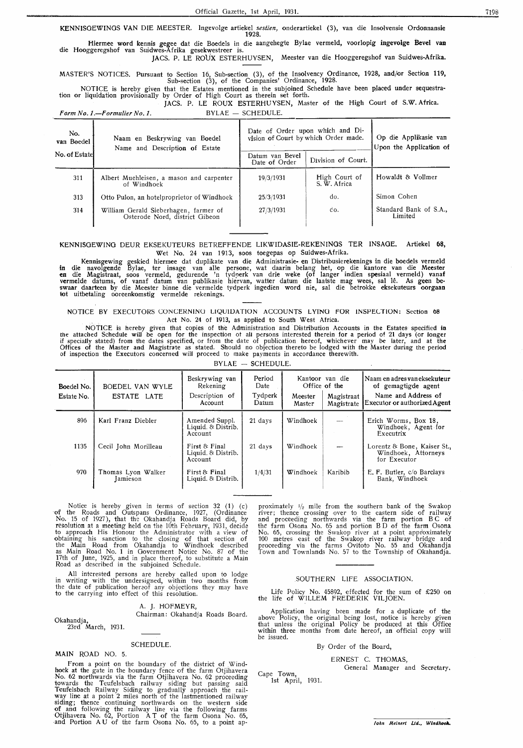KENNISGEWINGS VAN DIE MEESTER. Ingevolge artiekel *sestien,* onderartiekel (3), van die Insolvensie Ordonnansie 1928.

**Hiermee word kennis gegee** dat die Boedels in die aangehegte Bylae vermeld, voorlopig **ingevolge Bevel van** die Hooggeregshof van Suidwes-Afrika gesekwestreer is.

JACS. P. LE ROUX ESTERHUYSEN, Meester van die Hooggeregshof van Suidwes-Afrika.

MASTER'S NOTICES. Pursuant to Section 16, Sub-section (3), of the Insolvency Ordinance, 1928, and/or Section 119, Sub-section (3), of the Companies' Ordinance, 1928.

NOTICE is hereby given that the Estates mentioned in the subjoined Schedule have been placed under sequestration or liquidation provisionally by Order of High Court as therein set forth.

JACS. P. LE ROUX ESTERHUYSEN, Master of the High Court of S.W. Africa.

*Form No. 1.—Formulier No. 1.* BYLAE — SCHEDULE.

| No. van Boedel / No. of Estate | Naam en Beskrywing van Boedel / Name and Description of Estate | Date of Order upon which and Division of Court by which Order made. | | Op die Applikasie van / Upon the Application of |
|---|---|---|---|---|
| | | Datum van Bevel / Date of Order | Division of Court. | |
| 311 | Albert Muehleisen, a mason and carpenter of Windhoek | 19/3/1931 | High Court of S. W. Africa | Howaldt & Vollmer |
| 313 | Otto Pulon, an hotelproprietor of Windhoek | 25/3/1931 | do. | Simon Cohen |
| 314 | William Gerald Sieberhagen, farmer of Osterode Nord, district Gibeon | 27/3/1931 | do. | Standard Bank of S.A., Limited |

KENNISGEWING DEUR EKSEKUTEURS BETREFFENDE LIKWIDASIE-REKENINGS TER INSAGE. Artiekel **68,** Wet No. 24 van 1913, soos toegepas op Suidwes-Afrika.

**Kennisgewing** geskied hiermee dat duplikate van die Administrasie- en Distribusierekenings in die boedels vermeld **in** die navolgende Bylae, ter insage van alle persone, wat daarin belang het, op die kantore van die Meester **en** die Magistraat, soos vermeld, gedurende 'n tydperk van drie weke (of langer indien spesiaal vermeld) vanaf vermelde datums, of vanaf datum van publikasie hiervan, watter datum die laatste mag wees, sal lê. As geen beswaar daarteen by die Meester binne die vermelde tydperk ingedien word nie, sal die betrokke eksekuteurs **oorgaan tot** uitbetaling ooreenkomstig vermelde rekenings.

NOTICE BY EXECUTORS CONCERNING LIQUIDATION ACCOUNTS LYING FOR INSPECTION: Section 68 Act No. 24 of 1913, as applied to South West Africa.

NOTICE is hereby given that copies of the Administration and Distribution Accounts in the Estates specified in the attached Schedule will be open for the inspection of all persons interested therein for a period of 21 days (or longer if specially stated) from the dates specified, or from the date of publication hereof, whichever may be later, and at the Offices of the Master and Magistrate as stated. Should no objection thereto be lodged with the Master during the period of inspection the Executors concerned will proceed to make payments in accordance therewith.

BYLAE — SCHEDULE.

| Boedel No. / Estate No. | BOEDEL VAN WYLE / ESTATE LATE | Beskrywing van Rekening / Description of Account | Period Date / Tydperk Datum | Kantoor van die / Office of the | | Naam en adres van eksekuteur of gemagtigde agent / Name and Address of Executor or authorized Agent |
|---|---|---|---|---|---|---|
| | | | | Meester / Master | Magistraat / Magistrate | |
| 896 | Karl Franz Diebler | Amended Suppl. Liquid. & Distrib. Account | 21 days | Windhoek | — | Erich Worms, Box 18, Windhoek, Agent for Executrix |
| 1135 | Cecil John Morilleau | First & Final Liquid. & Distrib. Account | 21 days | Windhoek | — | Lorentz & Bone, Kaiser St., Windhoek, Attorneys for Executor |
| 970 | Thomas Lyon Walker Jamieson | First & Final Liquid. & Distrib. | 1/4/31 | Windhoek | Karibib | E. F. Butler, c/o Barclays Bank, Windhoek |

Notice is hereby given in terms of section 32 (1) (c) of the Roads and Outspans Ordinance, 1927, (Ordinance No. 15 of 1927), that the Okahandja Roads Board did, by resolution at a meeting held on the 10th February, 1931, decide to approach His Honour the Administrator with a view of obtaining his sanction to the closing of that section of the Main Road from Okahandja to Windhoek described as Main Road No. 1 in Government Notice No. 87 of the 17th of June, 1925, and in place thereof, to substitute a Main Road as described in the subjoined Schedule.

All interested persons are hereby called upon to lodge in writing with the undersigned, within two months from the date of publication hereof any objections they may have to the carrying into effect of this resolution.

A. J. HOFMEYR,
Chairman: Okahandja Roads Board.

Okahandja,
23rd March, 1931.

SCHEDULE.

MAIN ROAD NO. 5.

From a point on the boundary of the district of Windhoek at the gate in the boundary fence of the farm Otjihavera No. 62 northwards via the farm Otjihavera No. 62 proceeding towards the Teufelsbach railway siding but passing said Teufelsbach Railway Siding to gradually approach the railway line at a point 2 miles north of the lastmentioned railway siding; thence continuing northwards on the western side of and following the railway line via the following farms Otjihavera No. 62, Portion A T of the farm Osona No. 65, and Portion A U of the farm Osona No. 65, to a point approximately ½ mile from the southern bank of the Swakop river; thence crossing over to the eastern side of railway and proceeding northwards via the farm portion B C of the farm Osona No. 65 and portion B D of the farm Osona No. 65, crossing the Swakop river at a point approximately 100 metres east of the Swakop river railway bridge and proceeding via the farms Ovitoto No. 55 and Okahandja Town and Townlands No. 57 to the Township of Okahandja.

SOUTHERN LIFE ASSOCIATION.

Life Policy No. 45892, effected for the sum of £250 on the life of WILLEM FREDERIK VILJOEN.

Application having been made for a duplicate of the above Policy, the original being lost, notice is hereby given that unless the original Policy be produced at this Office within three months from date hereof, an official copy will be issued.

By Order of the Board,

ERNEST C. THOMAS,
General Manager and Secretary.

Cape Town,
1st April, 1931.

*John Meinert Ltd., Windhoek.*